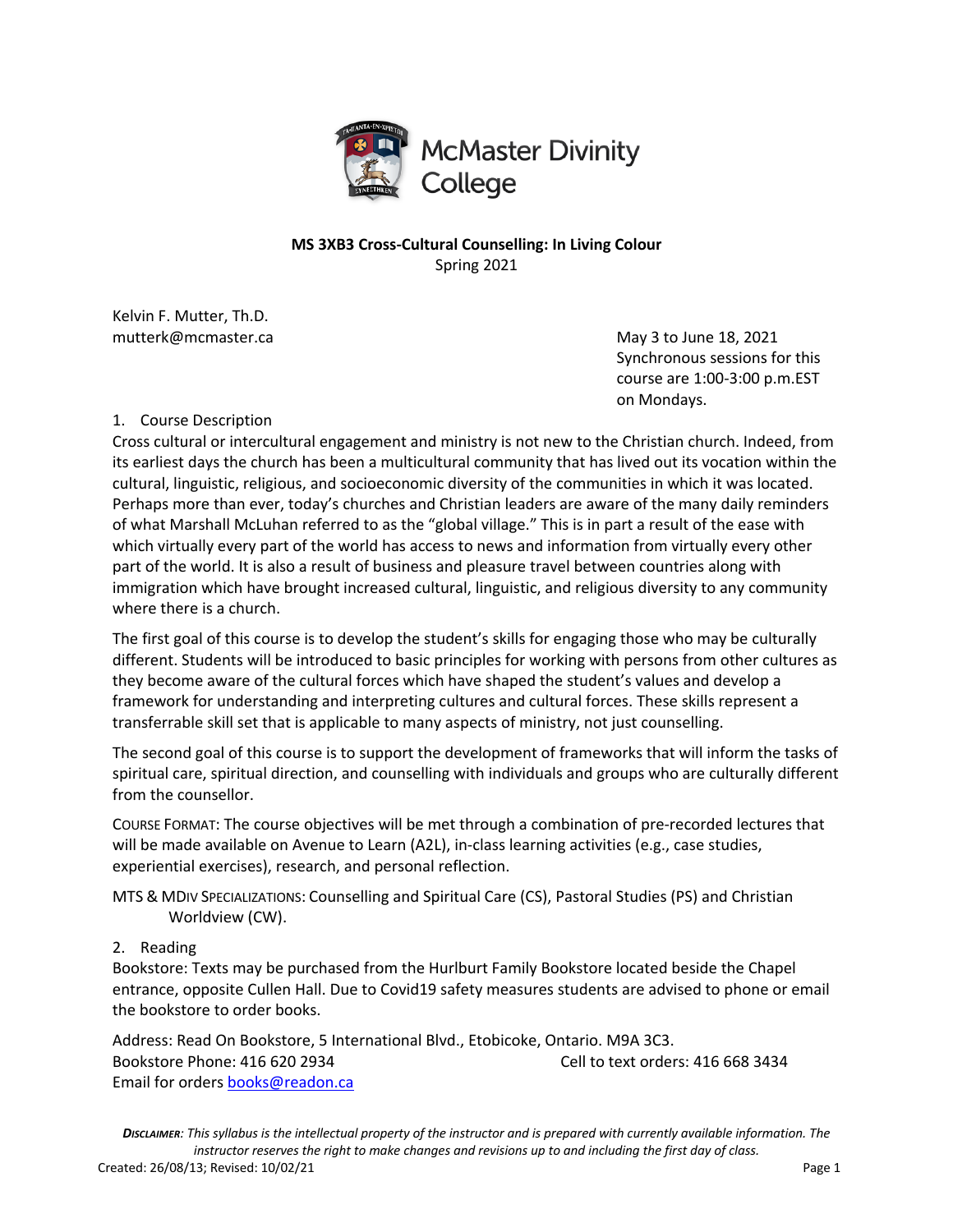McMaster Divinity College

**MS 3XB3 Cross-Cultural Counselling: In Living Colour**
Spring 2021

Kelvin F. Mutter, Th.D.
mutterk@mcmaster.ca

May 3 to June 18, 2021
Synchronous sessions for this course are 1:00-3:00 p.m.EST on Mondays.

## 1. Course Description

Cross cultural or intercultural engagement and ministry is not new to the Christian church. Indeed, from its earliest days the church has been a multicultural community that has lived out its vocation within the cultural, linguistic, religious, and socioeconomic diversity of the communities in which it was located. Perhaps more than ever, today's churches and Christian leaders are aware of the many daily reminders of what Marshall McLuhan referred to as the "global village." This is in part a result of the ease with which virtually every part of the world has access to news and information from virtually every other part of the world. It is also a result of business and pleasure travel between countries along with immigration which have brought increased cultural, linguistic, and religious diversity to any community where there is a church.

The first goal of this course is to develop the student's skills for engaging those who may be culturally different. Students will be introduced to basic principles for working with persons from other cultures as they become aware of the cultural forces which have shaped the student's values and develop a framework for understanding and interpreting cultures and cultural forces. These skills represent a transferrable skill set that is applicable to many aspects of ministry, not just counselling.

The second goal of this course is to support the development of frameworks that will inform the tasks of spiritual care, spiritual direction, and counselling with individuals and groups who are culturally different from the counsellor.

COURSE FORMAT: The course objectives will be met through a combination of pre-recorded lectures that will be made available on Avenue to Learn (A2L), in-class learning activities (e.g., case studies, experiential exercises), research, and personal reflection.

MTS & MDIV SPECIALIZATIONS: Counselling and Spiritual Care (CS), Pastoral Studies (PS) and Christian Worldview (CW).

## 2. Reading

Bookstore: Texts may be purchased from the Hurlburt Family Bookstore located beside the Chapel entrance, opposite Cullen Hall. Due to Covid19 safety measures students are advised to phone or email the bookstore to order books.

Address: Read On Bookstore, 5 International Blvd., Etobicoke, Ontario. M9A 3C3.
Bookstore Phone: 416 620 2934 Cell to text orders: 416 668 3434
Email for orders books@readon.ca

*DISCLAIMER: This syllabus is the intellectual property of the instructor and is prepared with currently available information. The instructor reserves the right to make changes and revisions up to and including the first day of class.*
Created: 26/08/13; Revised: 10/02/21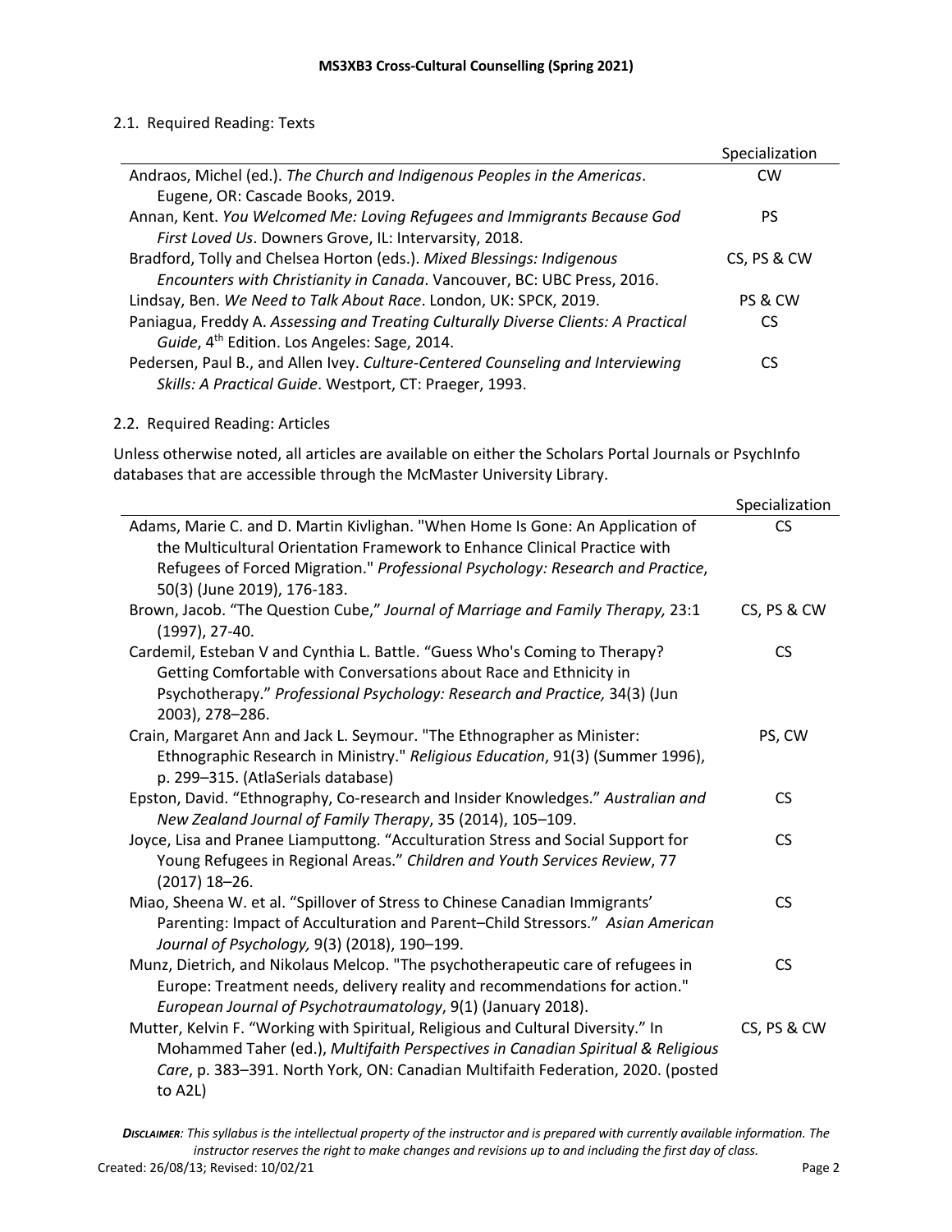## 2.1. Required Reading: Texts

| | Specialization |
|---|---|
| Andraos, Michel (ed.). *The Church and Indigenous Peoples in the Americas*. Eugene, OR: Cascade Books, 2019. | CW |
| Annan, Kent. *You Welcomed Me: Loving Refugees and Immigrants Because God First Loved Us*. Downers Grove, IL: Intervarsity, 2018. | PS |
| Bradford, Tolly and Chelsea Horton (eds.). *Mixed Blessings: Indigenous Encounters with Christianity in Canada*. Vancouver, BC: UBC Press, 2016. | CS, PS & CW |
| Lindsay, Ben. *We Need to Talk About Race*. London, UK: SPCK, 2019. | PS & CW |
| Paniagua, Freddy A. *Assessing and Treating Culturally Diverse Clients: A Practical Guide*, 4th Edition. Los Angeles: Sage, 2014. | CS |
| Pedersen, Paul B., and Allen Ivey. *Culture-Centered Counseling and Interviewing Skills: A Practical Guide*. Westport, CT: Praeger, 1993. | CS |

## 2.2. Required Reading: Articles

Unless otherwise noted, all articles are available on either the Scholars Portal Journals or PsychInfo databases that are accessible through the McMaster University Library.

| | Specialization |
|---|---|
| Adams, Marie C. and D. Martin Kivlighan. "When Home Is Gone: An Application of the Multicultural Orientation Framework to Enhance Clinical Practice with Refugees of Forced Migration." *Professional Psychology: Research and Practice*, 50(3) (June 2019), 176-183. | CS |
| Brown, Jacob. "The Question Cube," *Journal of Marriage and Family Therapy,* 23:1 (1997), 27-40. | CS, PS & CW |
| Cardemil, Esteban V and Cynthia L. Battle. "Guess Who's Coming to Therapy? Getting Comfortable with Conversations about Race and Ethnicity in Psychotherapy." *Professional Psychology: Research and Practice,* 34(3) (Jun 2003), 278–286. | CS |
| Crain, Margaret Ann and Jack L. Seymour. "The Ethnographer as Minister: Ethnographic Research in Ministry." *Religious Education*, 91(3) (Summer 1996), p. 299–315. (AtlaSerials database) | PS, CW |
| Epston, David. "Ethnography, Co-research and Insider Knowledges." *Australian and New Zealand Journal of Family Therapy*, 35 (2014), 105–109. | CS |
| Joyce, Lisa and Pranee Liamputtong. "Acculturation Stress and Social Support for Young Refugees in Regional Areas." *Children and Youth Services Review*, 77 (2017) 18–26. | CS |
| Miao, Sheena W. et al. "Spillover of Stress to Chinese Canadian Immigrants' Parenting: Impact of Acculturation and Parent–Child Stressors." *Asian American Journal of Psychology,* 9(3) (2018), 190–199. | CS |
| Munz, Dietrich, and Nikolaus Melcop. "The psychotherapeutic care of refugees in Europe: Treatment needs, delivery reality and recommendations for action." *European Journal of Psychotraumatology*, 9(1) (January 2018). | CS |
| Mutter, Kelvin F. "Working with Spiritual, Religious and Cultural Diversity." In Mohammed Taher (ed.), *Multifaith Perspectives in Canadian Spiritual & Religious Care*, p. 383–391. North York, ON: Canadian Multifaith Federation, 2020. (posted to A2L) | CS, PS & CW |

***Disclaimer**: This syllabus is the intellectual property of the instructor and is prepared with currently available information. The instructor reserves the right to make changes and revisions up to and including the first day of class.*

Created: 26/08/13; Revised: 10/02/21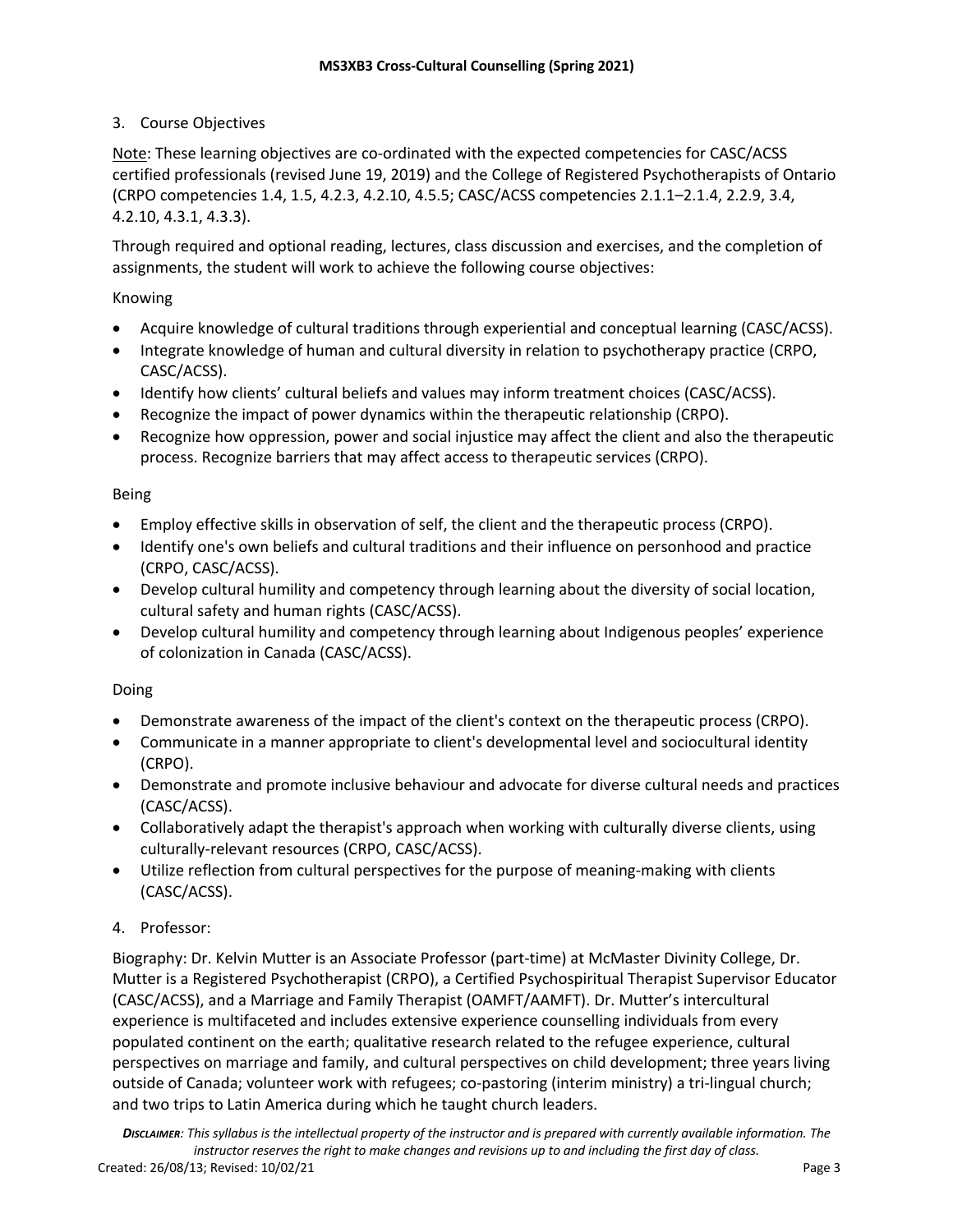## 3. Course Objectives

Note: These learning objectives are co-ordinated with the expected competencies for CASC/ACSS certified professionals (revised June 19, 2019) and the College of Registered Psychotherapists of Ontario (CRPO competencies 1.4, 1.5, 4.2.3, 4.2.10, 4.5.5; CASC/ACSS competencies 2.1.1–2.1.4, 2.2.9, 3.4, 4.2.10, 4.3.1, 4.3.3).

Through required and optional reading, lectures, class discussion and exercises, and the completion of assignments, the student will work to achieve the following course objectives:

Knowing

- Acquire knowledge of cultural traditions through experiential and conceptual learning (CASC/ACSS).
- Integrate knowledge of human and cultural diversity in relation to psychotherapy practice (CRPO, CASC/ACSS).
- Identify how clients' cultural beliefs and values may inform treatment choices (CASC/ACSS).
- Recognize the impact of power dynamics within the therapeutic relationship (CRPO).
- Recognize how oppression, power and social injustice may affect the client and also the therapeutic process. Recognize barriers that may affect access to therapeutic services (CRPO).

Being

- Employ effective skills in observation of self, the client and the therapeutic process (CRPO).
- Identify one's own beliefs and cultural traditions and their influence on personhood and practice (CRPO, CASC/ACSS).
- Develop cultural humility and competency through learning about the diversity of social location, cultural safety and human rights (CASC/ACSS).
- Develop cultural humility and competency through learning about Indigenous peoples' experience of colonization in Canada (CASC/ACSS).

Doing

- Demonstrate awareness of the impact of the client's context on the therapeutic process (CRPO).
- Communicate in a manner appropriate to client's developmental level and sociocultural identity (CRPO).
- Demonstrate and promote inclusive behaviour and advocate for diverse cultural needs and practices (CASC/ACSS).
- Collaboratively adapt the therapist's approach when working with culturally diverse clients, using culturally-relevant resources (CRPO, CASC/ACSS).
- Utilize reflection from cultural perspectives for the purpose of meaning-making with clients (CASC/ACSS).

## 4. Professor:

Biography: Dr. Kelvin Mutter is an Associate Professor (part-time) at McMaster Divinity College, Dr. Mutter is a Registered Psychotherapist (CRPO), a Certified Psychospiritual Therapist Supervisor Educator (CASC/ACSS), and a Marriage and Family Therapist (OAMFT/AAMFT). Dr. Mutter's intercultural experience is multifaceted and includes extensive experience counselling individuals from every populated continent on the earth; qualitative research related to the refugee experience, cultural perspectives on marriage and family, and cultural perspectives on child development; three years living outside of Canada; volunteer work with refugees; co-pastoring (interim ministry) a tri-lingual church; and two trips to Latin America during which he taught church leaders.

***Disclaimer**: This syllabus is the intellectual property of the instructor and is prepared with currently available information. The instructor reserves the right to make changes and revisions up to and including the first day of class.*

Created: 26/08/13; Revised: 10/02/21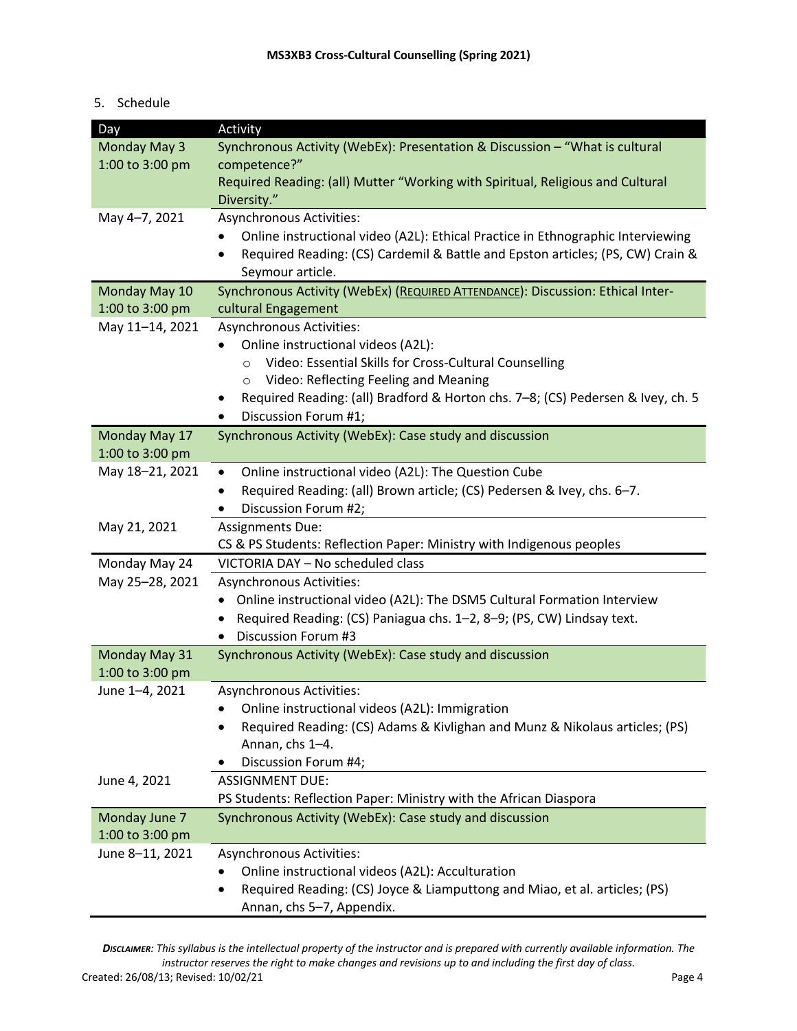5. Schedule

| Day | Activity |
| --- | --- |
| Monday May 3<br>1:00 to 3:00 pm | Synchronous Activity (WebEx): Presentation & Discussion – "What is cultural competence?"<br>Required Reading: (all) Mutter "Working with Spiritual, Religious and Cultural Diversity." |
| May 4–7, 2021 | Asynchronous Activities:<br>• Online instructional video (A2L): Ethical Practice in Ethnographic Interviewing<br>• Required Reading: (CS) Cardemil & Battle and Epston articles; (PS, CW) Crain & Seymour article. |
| Monday May 10<br>1:00 to 3:00 pm | Synchronous Activity (WebEx) (<u>Required Attendance</u>): Discussion: Ethical Inter-cultural Engagement |
| May 11–14, 2021 | Asynchronous Activities:<br>• Online instructional videos (A2L):<br>  ○ Video: Essential Skills for Cross-Cultural Counselling<br>  ○ Video: Reflecting Feeling and Meaning<br>• Required Reading: (all) Bradford & Horton chs. 7–8; (CS) Pedersen & Ivey, ch. 5<br>• Discussion Forum #1; |
| Monday May 17<br>1:00 to 3:00 pm | Synchronous Activity (WebEx): Case study and discussion |
| May 18–21, 2021 | • Online instructional video (A2L): The Question Cube<br>• Required Reading: (all) Brown article; (CS) Pedersen & Ivey, chs. 6–7.<br>• Discussion Forum #2; |
| May 21, 2021 | Assignments Due:<br>CS & PS Students: Reflection Paper: Ministry with Indigenous peoples |
| Monday May 24 | VICTORIA DAY – No scheduled class |
| May 25–28, 2021 | Asynchronous Activities:<br>• Online instructional video (A2L): The DSM5 Cultural Formation Interview<br>• Required Reading: (CS) Paniagua chs. 1–2, 8–9; (PS, CW) Lindsay text.<br>• Discussion Forum #3 |
| Monday May 31<br>1:00 to 3:00 pm | Synchronous Activity (WebEx): Case study and discussion |
| June 1–4, 2021 | Asynchronous Activities:<br>• Online instructional videos (A2L): Immigration<br>• Required Reading: (CS) Adams & Kivlighan and Munz & Nikolaus articles; (PS) Annan, chs 1–4.<br>• Discussion Forum #4; |
| June 4, 2021 | ASSIGNMENT DUE:<br>PS Students: Reflection Paper: Ministry with the African Diaspora |
| Monday June 7<br>1:00 to 3:00 pm | Synchronous Activity (WebEx): Case study and discussion |
| June 8–11, 2021 | Asynchronous Activities:<br>• Online instructional videos (A2L): Acculturation<br>• Required Reading: (CS) Joyce & Liamputtong and Miao, et al. articles; (PS) Annan, chs 5–7, Appendix. |

***Disclaimer****: This syllabus is the intellectual property of the instructor and is prepared with currently available information. The instructor reserves the right to make changes and revisions up to and including the first day of class.*

Created: 26/08/13; Revised: 10/02/21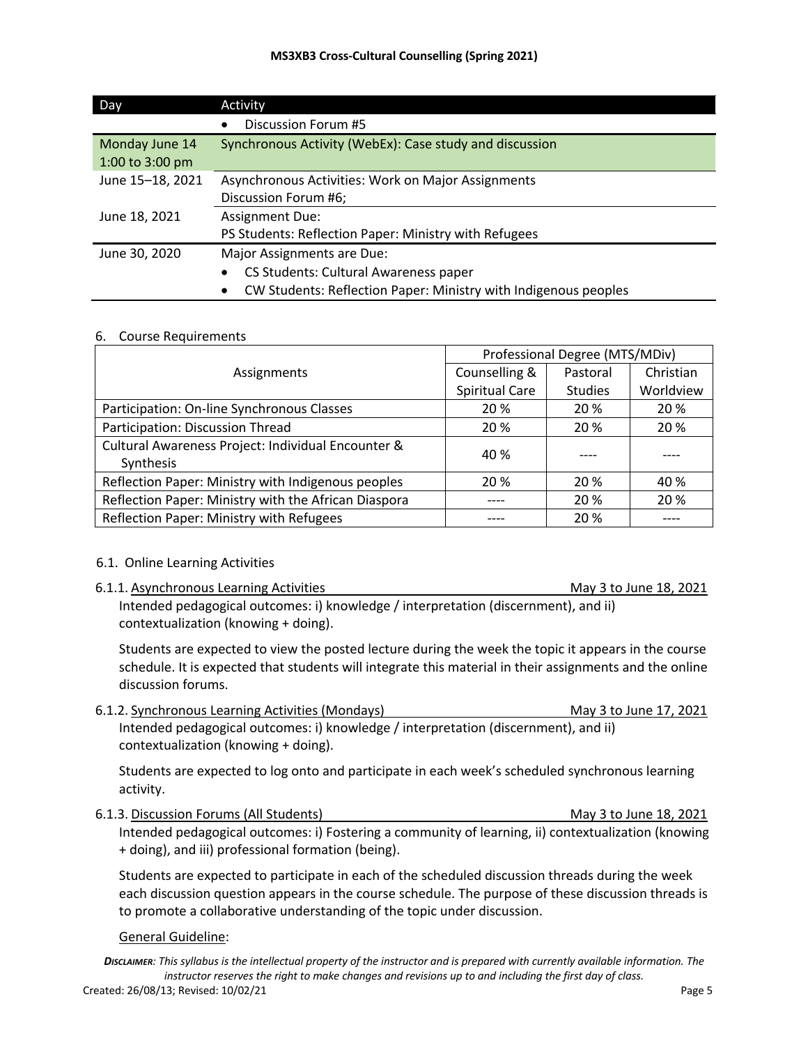| Day | Activity |
| --- | --- |
| | • Discussion Forum #5 |
| Monday June 14<br>1:00 to 3:00 pm | Synchronous Activity (WebEx): Case study and discussion |
| June 15–18, 2021 | Asynchronous Activities: Work on Major Assignments<br>Discussion Forum #6; |
| June 18, 2021 | Assignment Due:<br>PS Students: Reflection Paper: Ministry with Refugees |
| June 30, 2020 | Major Assignments are Due:<br>• CS Students: Cultural Awareness paper<br>• CW Students: Reflection Paper: Ministry with Indigenous peoples |

## 6. Course Requirements

| Assignments | Professional Degree (MTS/MDiv) | | |
| --- | --- | --- | --- |
| | Counselling & Spiritual Care | Pastoral Studies | Christian Worldview |
| Participation: On-line Synchronous Classes | 20 % | 20 % | 20 % |
| Participation: Discussion Thread | 20 % | 20 % | 20 % |
| Cultural Awareness Project: Individual Encounter & Synthesis | 40 % | ---- | ---- |
| Reflection Paper: Ministry with Indigenous peoples | 20 % | 20 % | 40 % |
| Reflection Paper: Ministry with the African Diaspora | ---- | 20 % | 20 % |
| Reflection Paper: Ministry with Refugees | ---- | 20 % | ---- |

### 6.1. Online Learning Activities

#### 6.1.1. Asynchronous Learning Activities — May 3 to June 18, 2021

Intended pedagogical outcomes: i) knowledge / interpretation (discernment), and ii) contextualization (knowing + doing).

Students are expected to view the posted lecture during the week the topic it appears in the course schedule. It is expected that students will integrate this material in their assignments and the online discussion forums.

#### 6.1.2. Synchronous Learning Activities (Mondays) — May 3 to June 17, 2021

Intended pedagogical outcomes: i) knowledge / interpretation (discernment), and ii) contextualization (knowing + doing).

Students are expected to log onto and participate in each week's scheduled synchronous learning activity.

#### 6.1.3. Discussion Forums (All Students) — May 3 to June 18, 2021

Intended pedagogical outcomes: i) Fostering a community of learning, ii) contextualization (knowing + doing), and iii) professional formation (being).

Students are expected to participate in each of the scheduled discussion threads during the week each discussion question appears in the course schedule. The purpose of these discussion threads is to promote a collaborative understanding of the topic under discussion.

General Guideline:

*DISCLAIMER: This syllabus is the intellectual property of the instructor and is prepared with currently available information. The instructor reserves the right to make changes and revisions up to and including the first day of class.*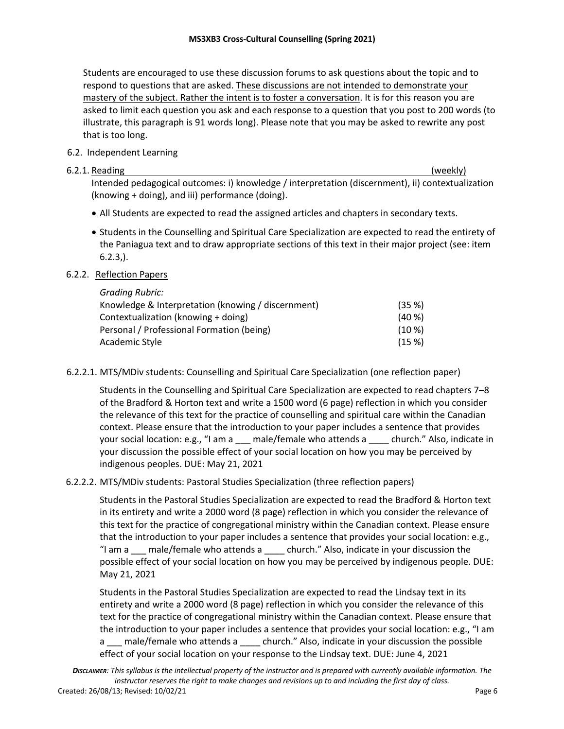Students are encouraged to use these discussion forums to ask questions about the topic and to respond to questions that are asked. These discussions are not intended to demonstrate your mastery of the subject. Rather the intent is to foster a conversation. It is for this reason you are asked to limit each question you ask and each response to a question that you post to 200 words (to illustrate, this paragraph is 91 words long). Please note that you may be asked to rewrite any post that is too long.

6.2. Independent Learning

6.2.1. Reading (weekly)

Intended pedagogical outcomes: i) knowledge / interpretation (discernment), ii) contextualization (knowing + doing), and iii) performance (doing).

- All Students are expected to read the assigned articles and chapters in secondary texts.
- Students in the Counselling and Spiritual Care Specialization are expected to read the entirety of the Paniagua text and to draw appropriate sections of this text in their major project (see: item 6.2.3,).

6.2.2. Reflection Papers

*Grading Rubric:*

| | |
|---|---|
| Knowledge & Interpretation (knowing / discernment) | (35 %) |
| Contextualization (knowing + doing) | (40 %) |
| Personal / Professional Formation (being) | (10 %) |
| Academic Style | (15 %) |

6.2.2.1. MTS/MDiv students: Counselling and Spiritual Care Specialization (one reflection paper)

Students in the Counselling and Spiritual Care Specialization are expected to read chapters 7–8 of the Bradford & Horton text and write a 1500 word (6 page) reflection in which you consider the relevance of this text for the practice of counselling and spiritual care within the Canadian context. Please ensure that the introduction to your paper includes a sentence that provides your social location: e.g., "I am a ___ male/female who attends a ____ church." Also, indicate in your discussion the possible effect of your social location on how you may be perceived by indigenous peoples. DUE: May 21, 2021

6.2.2.2. MTS/MDiv students: Pastoral Studies Specialization (three reflection papers)

Students in the Pastoral Studies Specialization are expected to read the Bradford & Horton text in its entirety and write a 2000 word (8 page) reflection in which you consider the relevance of this text for the practice of congregational ministry within the Canadian context. Please ensure that the introduction to your paper includes a sentence that provides your social location: e.g., "I am a ___ male/female who attends a ____ church." Also, indicate in your discussion the possible effect of your social location on how you may be perceived by indigenous people. DUE: May 21, 2021

Students in the Pastoral Studies Specialization are expected to read the Lindsay text in its entirety and write a 2000 word (8 page) reflection in which you consider the relevance of this text for the practice of congregational ministry within the Canadian context. Please ensure that the introduction to your paper includes a sentence that provides your social location: e.g., "I am a ___ male/female who attends a ____ church." Also, indicate in your discussion the possible effect of your social location on your response to the Lindsay text. DUE: June 4, 2021

***Disclaimer**: This syllabus is the intellectual property of the instructor and is prepared with currently available information. The instructor reserves the right to make changes and revisions up to and including the first day of class.*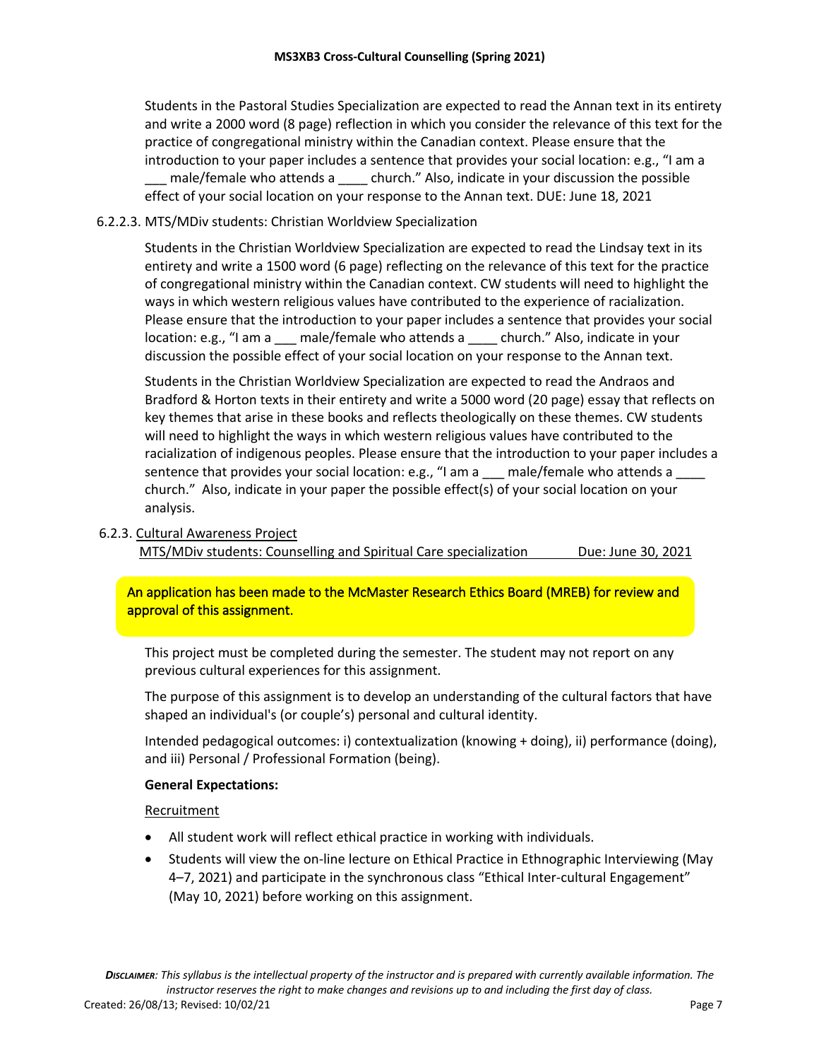Students in the Pastoral Studies Specialization are expected to read the Annan text in its entirety and write a 2000 word (8 page) reflection in which you consider the relevance of this text for the practice of congregational ministry within the Canadian context. Please ensure that the introduction to your paper includes a sentence that provides your social location: e.g., "I am a ___ male/female who attends a ____ church." Also, indicate in your discussion the possible effect of your social location on your response to the Annan text. DUE: June 18, 2021

6.2.2.3. MTS/MDiv students: Christian Worldview Specialization

Students in the Christian Worldview Specialization are expected to read the Lindsay text in its entirety and write a 1500 word (6 page) reflecting on the relevance of this text for the practice of congregational ministry within the Canadian context. CW students will need to highlight the ways in which western religious values have contributed to the experience of racialization. Please ensure that the introduction to your paper includes a sentence that provides your social location: e.g., "I am a ___ male/female who attends a ____ church." Also, indicate in your discussion the possible effect of your social location on your response to the Annan text.

Students in the Christian Worldview Specialization are expected to read the Andraos and Bradford & Horton texts in their entirety and write a 5000 word (20 page) essay that reflects on key themes that arise in these books and reflects theologically on these themes. CW students will need to highlight the ways in which western religious values have contributed to the racialization of indigenous peoples. Please ensure that the introduction to your paper includes a sentence that provides your social location: e.g., "I am a ___ male/female who attends a ____ church." Also, indicate in your paper the possible effect(s) of your social location on your analysis.

6.2.3. Cultural Awareness Project
MTS/MDiv students: Counselling and Spiritual Care specialization — Due: June 30, 2021

An application has been made to the McMaster Research Ethics Board (MREB) for review and approval of this assignment.

This project must be completed during the semester. The student may not report on any previous cultural experiences for this assignment.

The purpose of this assignment is to develop an understanding of the cultural factors that have shaped an individual's (or couple's) personal and cultural identity.

Intended pedagogical outcomes: i) contextualization (knowing + doing), ii) performance (doing), and iii) Personal / Professional Formation (being).

**General Expectations:**

Recruitment

- All student work will reflect ethical practice in working with individuals.
- Students will view the on-line lecture on Ethical Practice in Ethnographic Interviewing (May 4–7, 2021) and participate in the synchronous class "Ethical Inter-cultural Engagement" (May 10, 2021) before working on this assignment.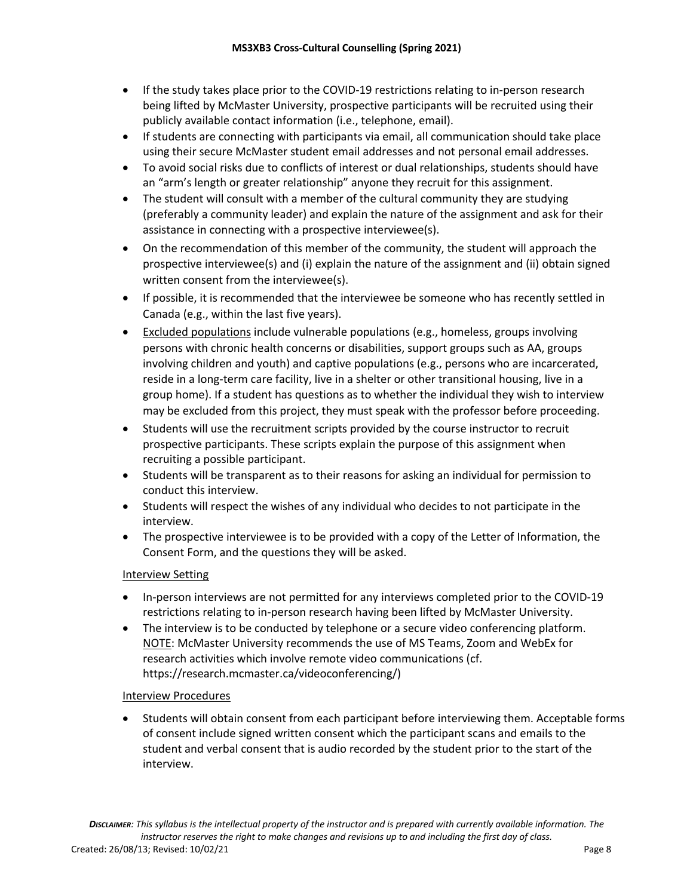- If the study takes place prior to the COVID-19 restrictions relating to in-person research being lifted by McMaster University, prospective participants will be recruited using their publicly available contact information (i.e., telephone, email).
- If students are connecting with participants via email, all communication should take place using their secure McMaster student email addresses and not personal email addresses.
- To avoid social risks due to conflicts of interest or dual relationships, students should have an "arm's length or greater relationship" anyone they recruit for this assignment.
- The student will consult with a member of the cultural community they are studying (preferably a community leader) and explain the nature of the assignment and ask for their assistance in connecting with a prospective interviewee(s).
- On the recommendation of this member of the community, the student will approach the prospective interviewee(s) and (i) explain the nature of the assignment and (ii) obtain signed written consent from the interviewee(s).
- If possible, it is recommended that the interviewee be someone who has recently settled in Canada (e.g., within the last five years).
- Excluded populations include vulnerable populations (e.g., homeless, groups involving persons with chronic health concerns or disabilities, support groups such as AA, groups involving children and youth) and captive populations (e.g., persons who are incarcerated, reside in a long-term care facility, live in a shelter or other transitional housing, live in a group home). If a student has questions as to whether the individual they wish to interview may be excluded from this project, they must speak with the professor before proceeding.
- Students will use the recruitment scripts provided by the course instructor to recruit prospective participants. These scripts explain the purpose of this assignment when recruiting a possible participant.
- Students will be transparent as to their reasons for asking an individual for permission to conduct this interview.
- Students will respect the wishes of any individual who decides to not participate in the interview.
- The prospective interviewee is to be provided with a copy of the Letter of Information, the Consent Form, and the questions they will be asked.

Interview Setting

- In-person interviews are not permitted for any interviews completed prior to the COVID-19 restrictions relating to in-person research having been lifted by McMaster University.
- The interview is to be conducted by telephone or a secure video conferencing platform. NOTE: McMaster University recommends the use of MS Teams, Zoom and WebEx for research activities which involve remote video communications (cf. https://research.mcmaster.ca/videoconferencing/)

Interview Procedures

- Students will obtain consent from each participant before interviewing them. Acceptable forms of consent include signed written consent which the participant scans and emails to the student and verbal consent that is audio recorded by the student prior to the start of the interview.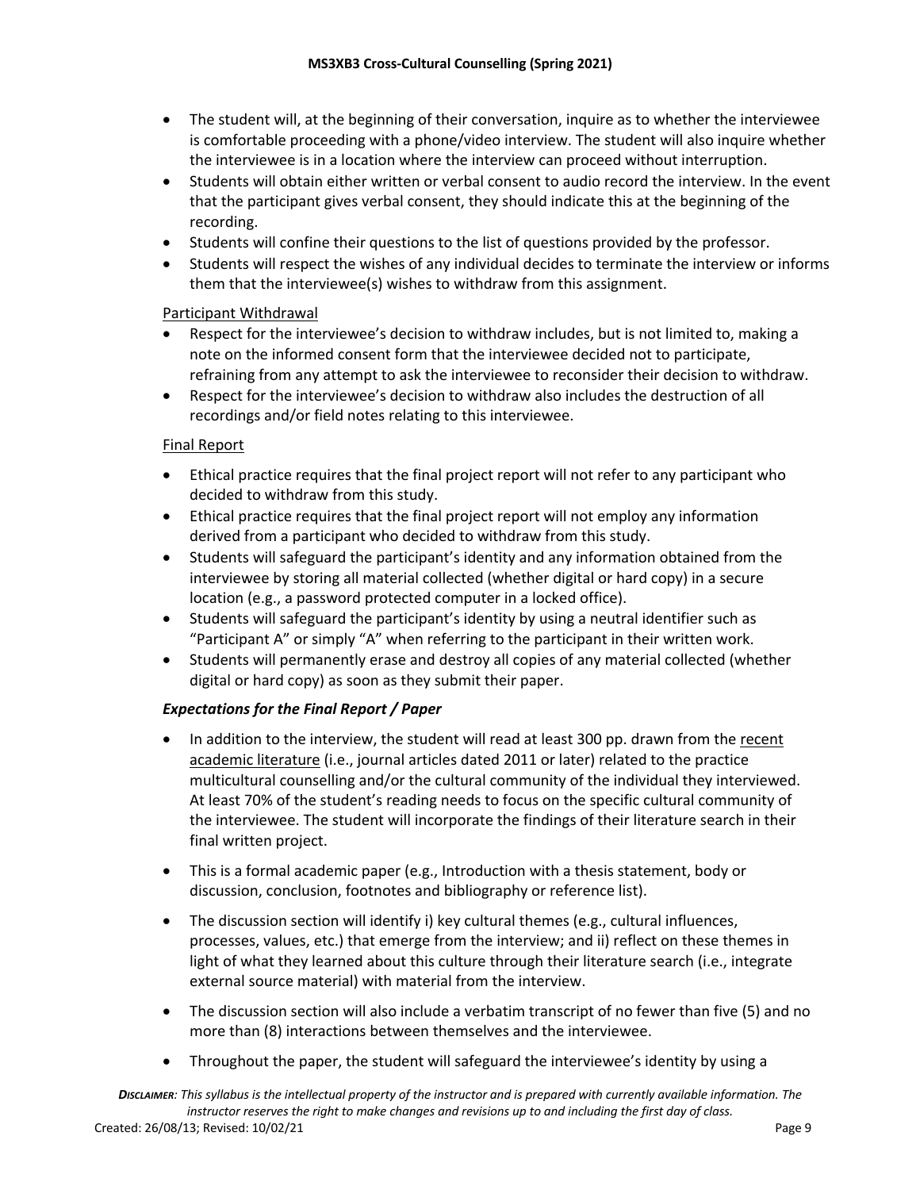- The student will, at the beginning of their conversation, inquire as to whether the interviewee is comfortable proceeding with a phone/video interview. The student will also inquire whether the interviewee is in a location where the interview can proceed without interruption.
- Students will obtain either written or verbal consent to audio record the interview. In the event that the participant gives verbal consent, they should indicate this at the beginning of the recording.
- Students will confine their questions to the list of questions provided by the professor.
- Students will respect the wishes of any individual decides to terminate the interview or informs them that the interviewee(s) wishes to withdraw from this assignment.

Participant Withdrawal

- Respect for the interviewee's decision to withdraw includes, but is not limited to, making a note on the informed consent form that the interviewee decided not to participate, refraining from any attempt to ask the interviewee to reconsider their decision to withdraw.
- Respect for the interviewee's decision to withdraw also includes the destruction of all recordings and/or field notes relating to this interviewee.

Final Report

- Ethical practice requires that the final project report will not refer to any participant who decided to withdraw from this study.
- Ethical practice requires that the final project report will not employ any information derived from a participant who decided to withdraw from this study.
- Students will safeguard the participant's identity and any information obtained from the interviewee by storing all material collected (whether digital or hard copy) in a secure location (e.g., a password protected computer in a locked office).
- Students will safeguard the participant's identity by using a neutral identifier such as "Participant A" or simply "A" when referring to the participant in their written work.
- Students will permanently erase and destroy all copies of any material collected (whether digital or hard copy) as soon as they submit their paper.

***Expectations for the Final Report / Paper***

- In addition to the interview, the student will read at least 300 pp. drawn from the recent academic literature (i.e., journal articles dated 2011 or later) related to the practice multicultural counselling and/or the cultural community of the individual they interviewed. At least 70% of the student's reading needs to focus on the specific cultural community of the interviewee. The student will incorporate the findings of their literature search in their final written project.
- This is a formal academic paper (e.g., Introduction with a thesis statement, body or discussion, conclusion, footnotes and bibliography or reference list).
- The discussion section will identify i) key cultural themes (e.g., cultural influences, processes, values, etc.) that emerge from the interview; and ii) reflect on these themes in light of what they learned about this culture through their literature search (i.e., integrate external source material) with material from the interview.
- The discussion section will also include a verbatim transcript of no fewer than five (5) and no more than (8) interactions between themselves and the interviewee.
- Throughout the paper, the student will safeguard the interviewee's identity by using a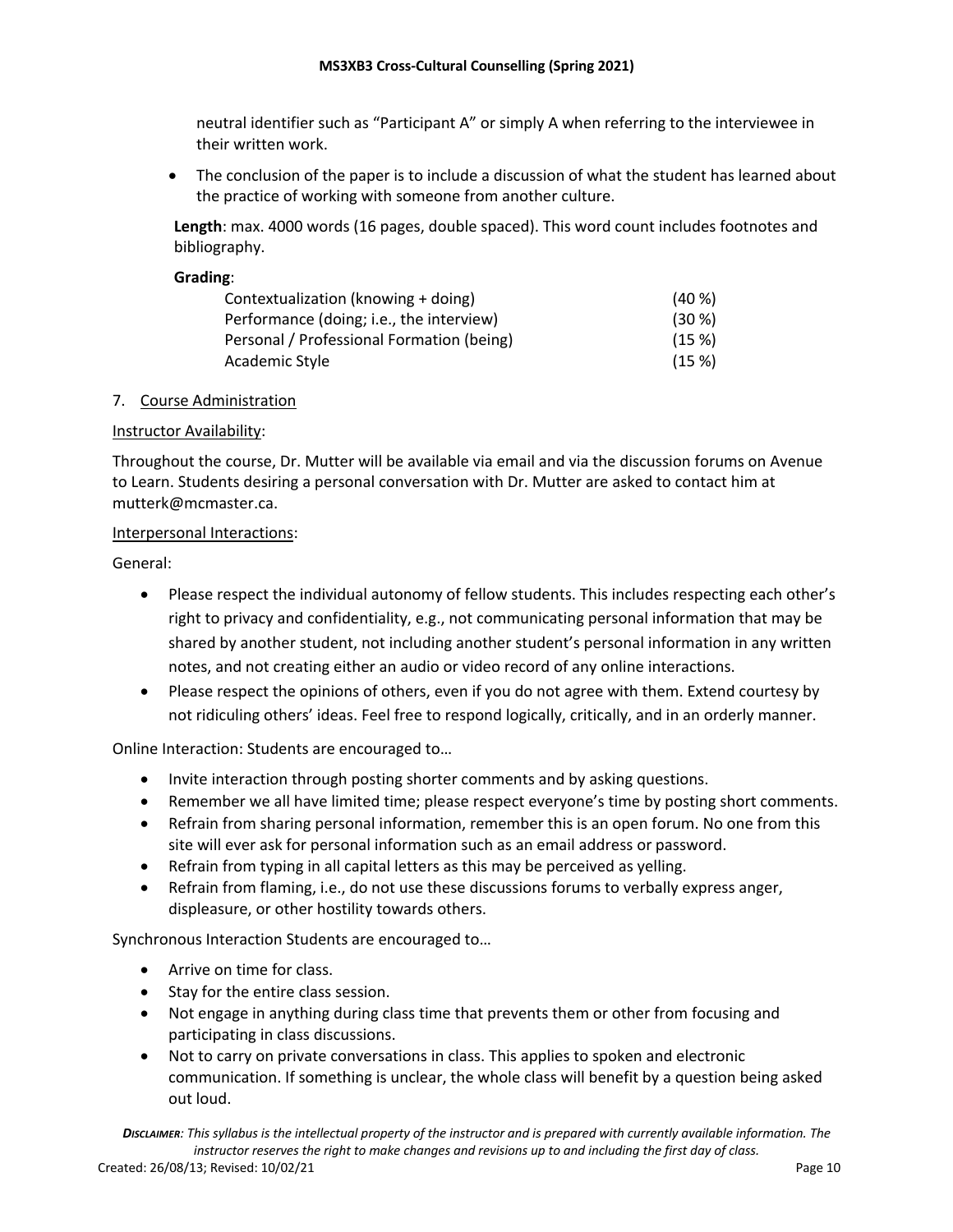neutral identifier such as "Participant A" or simply A when referring to the interviewee in their written work.

- The conclusion of the paper is to include a discussion of what the student has learned about the practice of working with someone from another culture.

**Length**: max. 4000 words (16 pages, double spaced). This word count includes footnotes and bibliography.

**Grading**:

| | |
|---|---|
| Contextualization (knowing + doing) | (40 %) |
| Performance (doing; i.e., the interview) | (30 %) |
| Personal / Professional Formation (being) | (15 %) |
| Academic Style | (15 %) |

## 7. Course Administration

Instructor Availability:

Throughout the course, Dr. Mutter will be available via email and via the discussion forums on Avenue to Learn. Students desiring a personal conversation with Dr. Mutter are asked to contact him at mutterk@mcmaster.ca.

Interpersonal Interactions:

General:

- Please respect the individual autonomy of fellow students. This includes respecting each other's right to privacy and confidentiality, e.g., not communicating personal information that may be shared by another student, not including another student's personal information in any written notes, and not creating either an audio or video record of any online interactions.
- Please respect the opinions of others, even if you do not agree with them. Extend courtesy by not ridiculing others' ideas. Feel free to respond logically, critically, and in an orderly manner.

Online Interaction: Students are encouraged to…

- Invite interaction through posting shorter comments and by asking questions.
- Remember we all have limited time; please respect everyone's time by posting short comments.
- Refrain from sharing personal information, remember this is an open forum. No one from this site will ever ask for personal information such as an email address or password.
- Refrain from typing in all capital letters as this may be perceived as yelling.
- Refrain from flaming, i.e., do not use these discussions forums to verbally express anger, displeasure, or other hostility towards others.

Synchronous Interaction Students are encouraged to…

- Arrive on time for class.
- Stay for the entire class session.
- Not engage in anything during class time that prevents them or other from focusing and participating in class discussions.
- Not to carry on private conversations in class. This applies to spoken and electronic communication. If something is unclear, the whole class will benefit by a question being asked out loud.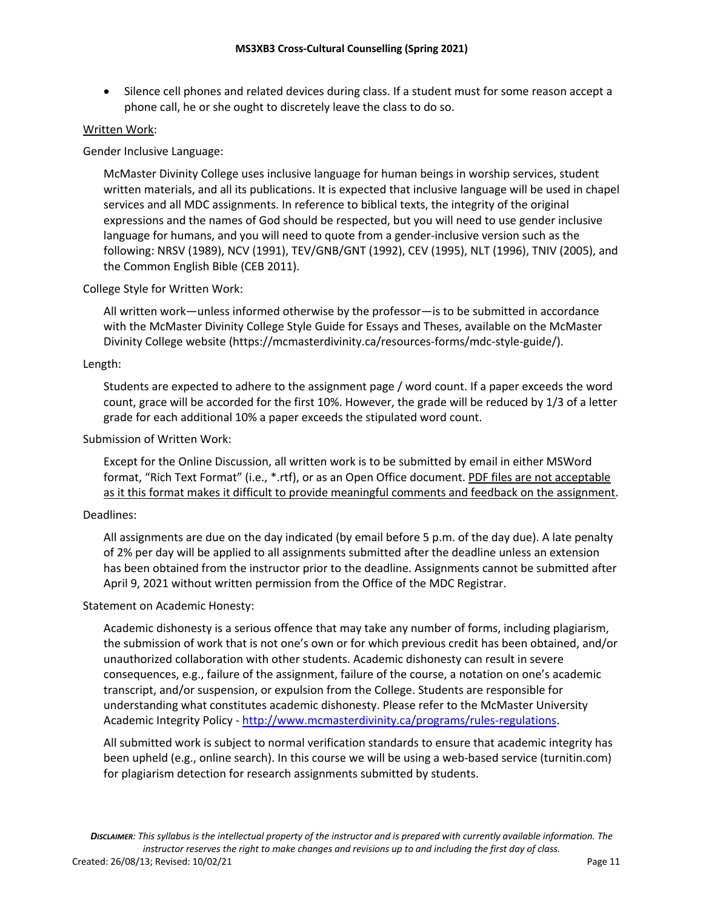- Silence cell phones and related devices during class. If a student must for some reason accept a phone call, he or she ought to discretely leave the class to do so.

<u>Written Work</u>:

Gender Inclusive Language:

McMaster Divinity College uses inclusive language for human beings in worship services, student written materials, and all its publications. It is expected that inclusive language will be used in chapel services and all MDC assignments. In reference to biblical texts, the integrity of the original expressions and the names of God should be respected, but you will need to use gender inclusive language for humans, and you will need to quote from a gender-inclusive version such as the following: NRSV (1989), NCV (1991), TEV/GNB/GNT (1992), CEV (1995), NLT (1996), TNIV (2005), and the Common English Bible (CEB 2011).

College Style for Written Work:

All written work—unless informed otherwise by the professor—is to be submitted in accordance with the McMaster Divinity College Style Guide for Essays and Theses, available on the McMaster Divinity College website (https://mcmasterdivinity.ca/resources-forms/mdc-style-guide/).

Length:

Students are expected to adhere to the assignment page / word count. If a paper exceeds the word count, grace will be accorded for the first 10%. However, the grade will be reduced by 1/3 of a letter grade for each additional 10% a paper exceeds the stipulated word count.

Submission of Written Work:

Except for the Online Discussion, all written work is to be submitted by email in either MSWord format, "Rich Text Format" (i.e., *.rtf), or as an Open Office document. <u>PDF files are not acceptable as it this format makes it difficult to provide meaningful comments and feedback on the assignment</u>.

Deadlines:

All assignments are due on the day indicated (by email before 5 p.m. of the day due). A late penalty of 2% per day will be applied to all assignments submitted after the deadline unless an extension has been obtained from the instructor prior to the deadline. Assignments cannot be submitted after April 9, 2021 without written permission from the Office of the MDC Registrar.

Statement on Academic Honesty:

Academic dishonesty is a serious offence that may take any number of forms, including plagiarism, the submission of work that is not one's own or for which previous credit has been obtained, and/or unauthorized collaboration with other students. Academic dishonesty can result in severe consequences, e.g., failure of the assignment, failure of the course, a notation on one's academic transcript, and/or suspension, or expulsion from the College. Students are responsible for understanding what constitutes academic dishonesty. Please refer to the McMaster University Academic Integrity Policy - http://www.mcmasterdivinity.ca/programs/rules-regulations.

All submitted work is subject to normal verification standards to ensure that academic integrity has been upheld (e.g., online search). In this course we will be using a web-based service (turnitin.com) for plagiarism detection for research assignments submitted by students.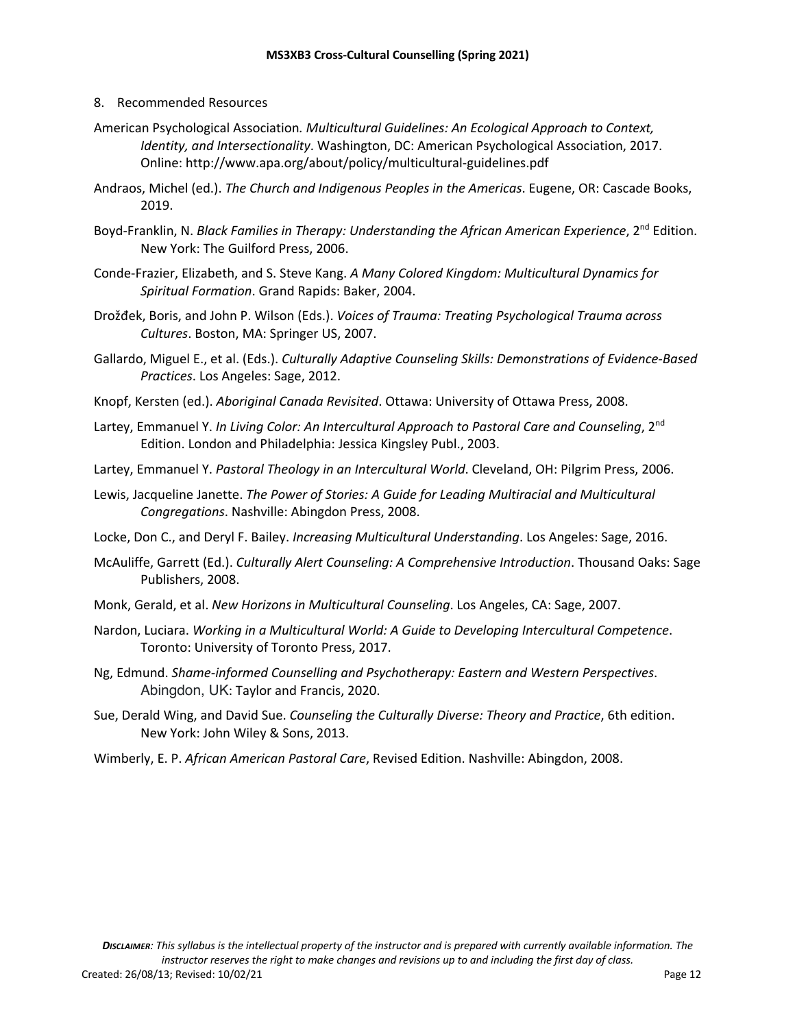8. Recommended Resources

American Psychological Association*. Multicultural Guidelines: An Ecological Approach to Context, Identity, and Intersectionality*. Washington, DC: American Psychological Association, 2017. Online: http://www.apa.org/about/policy/multicultural-guidelines.pdf

Andraos, Michel (ed.). *The Church and Indigenous Peoples in the Americas*. Eugene, OR: Cascade Books, 2019.

Boyd-Franklin, N. *Black Families in Therapy: Understanding the African American Experience*, 2nd Edition. New York: The Guilford Press, 2006.

Conde-Frazier, Elizabeth, and S. Steve Kang. *A Many Colored Kingdom: Multicultural Dynamics for Spiritual Formation*. Grand Rapids: Baker, 2004.

Drožđek, Boris, and John P. Wilson (Eds.). *Voices of Trauma: Treating Psychological Trauma across Cultures*. Boston, MA: Springer US, 2007.

Gallardo, Miguel E., et al. (Eds.). *Culturally Adaptive Counseling Skills: Demonstrations of Evidence-Based Practices*. Los Angeles: Sage, 2012.

Knopf, Kersten (ed.). *Aboriginal Canada Revisited*. Ottawa: University of Ottawa Press, 2008.

Lartey, Emmanuel Y. *In Living Color: An Intercultural Approach to Pastoral Care and Counseling*, 2nd Edition. London and Philadelphia: Jessica Kingsley Publ., 2003.

Lartey, Emmanuel Y. *Pastoral Theology in an Intercultural World*. Cleveland, OH: Pilgrim Press, 2006.

Lewis, Jacqueline Janette. *The Power of Stories: A Guide for Leading Multiracial and Multicultural Congregations*. Nashville: Abingdon Press, 2008.

Locke, Don C., and Deryl F. Bailey. *Increasing Multicultural Understanding*. Los Angeles: Sage, 2016.

McAuliffe, Garrett (Ed.). *Culturally Alert Counseling: A Comprehensive Introduction*. Thousand Oaks: Sage Publishers, 2008.

Monk, Gerald, et al. *New Horizons in Multicultural Counseling*. Los Angeles, CA: Sage, 2007.

Nardon, Luciara. *Working in a Multicultural World: A Guide to Developing Intercultural Competence*. Toronto: University of Toronto Press, 2017.

Ng, Edmund. *Shame-informed Counselling and Psychotherapy: Eastern and Western Perspectives*. Abingdon, UK: Taylor and Francis, 2020.

Sue, Derald Wing, and David Sue. *Counseling the Culturally Diverse: Theory and Practice*, 6th edition. New York: John Wiley & Sons, 2013.

Wimberly, E. P. *African American Pastoral Care*, Revised Edition. Nashville: Abingdon, 2008.

***Disclaimer****: This syllabus is the intellectual property of the instructor and is prepared with currently available information. The instructor reserves the right to make changes and revisions up to and including the first day of class.*

Created: 26/08/13; Revised: 10/02/21